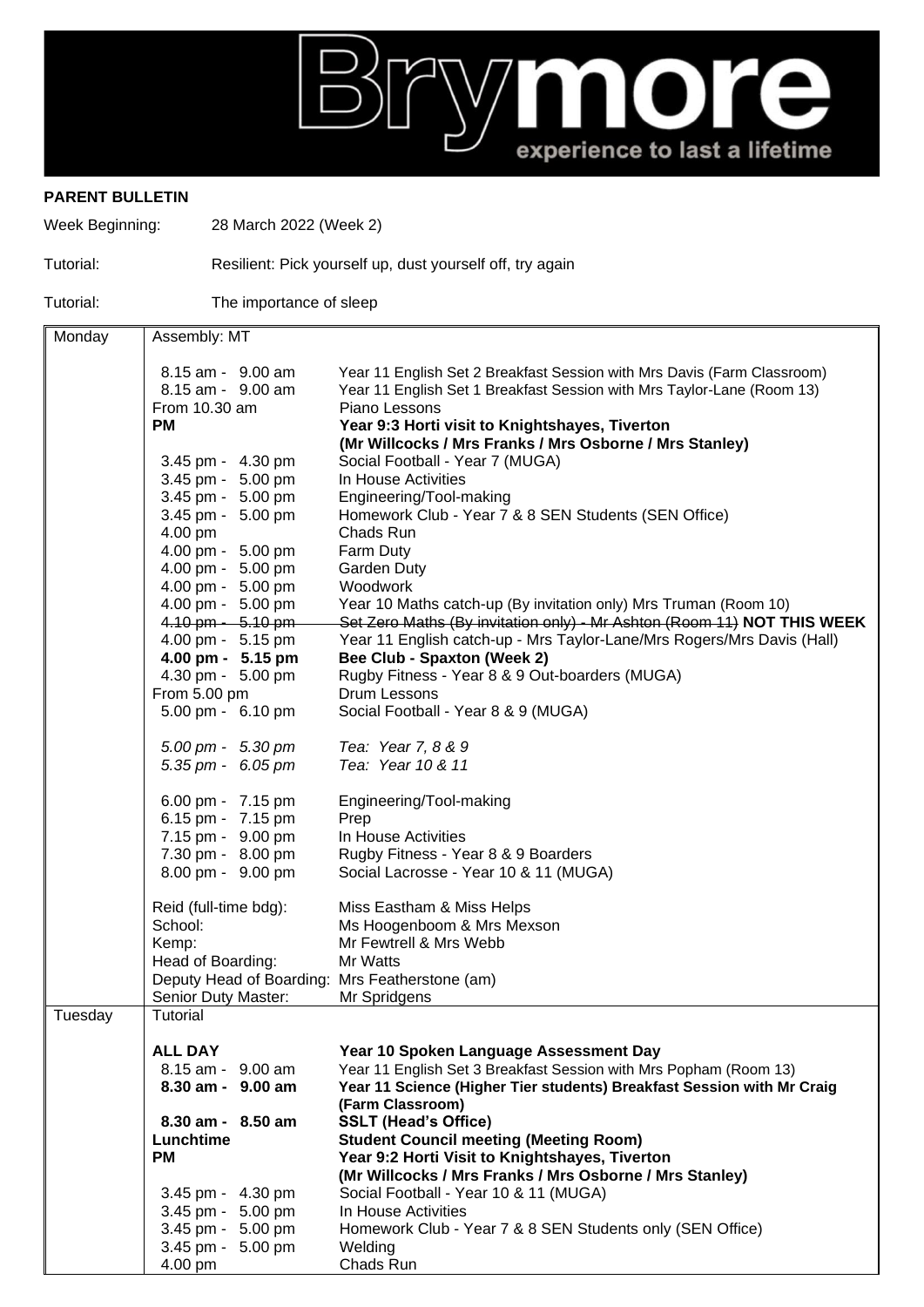Brymore — experience to last a lifetime

**PARENT BULLETIN**

Week Beginning: 28 March 2022 (Week 2)

Tutorial: Resilient: Pick yourself up, dust yourself off, try again

Tutorial: The importance of sleep

| Day | Time | Activity |
| --- | --- | --- |
| Monday | Assembly: MT | |
| | 8.15 am - 9.00 am | Year 11 English Set 2 Breakfast Session with Mrs Davis (Farm Classroom) |
| | 8.15 am - 9.00 am | Year 11 English Set 1 Breakfast Session with Mrs Taylor-Lane (Room 13) |
| | From 10.30 am | Piano Lessons |
| | **PM** | **Year 9:3 Horti visit to Knightshayes, Tiverton (Mr Willcocks / Mrs Franks / Mrs Osborne / Mrs Stanley)** |
| | 3.45 pm - 4.30 pm | Social Football - Year 7 (MUGA) |
| | 3.45 pm - 5.00 pm | In House Activities |
| | 3.45 pm - 5.00 pm | Engineering/Tool-making |
| | 3.45 pm - 5.00 pm | Homework Club - Year 7 & 8 SEN Students (SEN Office) |
| | 4.00 pm | Chads Run |
| | 4.00 pm - 5.00 pm | Farm Duty |
| | 4.00 pm - 5.00 pm | Garden Duty |
| | 4.00 pm - 5.00 pm | Woodwork |
| | 4.00 pm - 5.00 pm | Year 10 Maths catch-up (By invitation only) Mrs Truman (Room 10) |
| | ~~4.10 pm - 5.10 pm~~ | ~~Set Zero Maths (By invitation only) - Mr Ashton (Room 11)~~ **NOT THIS WEEK** |
| | 4.00 pm - 5.15 pm | Year 11 English catch-up - Mrs Taylor-Lane/Mrs Rogers/Mrs Davis (Hall) |
| | **4.00 pm - 5.15 pm** | **Bee Club - Spaxton (Week 2)** |
| | 4.30 pm - 5.00 pm | Rugby Fitness - Year 8 & 9 Out-boarders (MUGA) |
| | From 5.00 pm | Drum Lessons |
| | 5.00 pm - 6.10 pm | Social Football - Year 8 & 9 (MUGA) |
| | *5.00 pm - 5.30 pm* | *Tea: Year 7, 8 & 9* |
| | *5.35 pm - 6.05 pm* | *Tea: Year 10 & 11* |
| | 6.00 pm - 7.15 pm | Engineering/Tool-making |
| | 6.15 pm - 7.15 pm | Prep |
| | 7.15 pm - 9.00 pm | In House Activities |
| | 7.30 pm - 8.00 pm | Rugby Fitness - Year 8 & 9 Boarders |
| | 8.00 pm - 9.00 pm | Social Lacrosse - Year 10 & 11 (MUGA) |
| | Reid (full-time bdg): | Miss Eastham & Miss Helps |
| | School: | Ms Hoogenboom & Mrs Mexson |
| | Kemp: | Mr Fewtrell & Mrs Webb |
| | Head of Boarding: | Mr Watts |
| | Deputy Head of Boarding: | Mrs Featherstone (am) |
| | Senior Duty Master: | Mr Spridgens |
| Tuesday | Tutorial | |
| | **ALL DAY** | **Year 10 Spoken Language Assessment Day** |
| | 8.15 am - 9.00 am | Year 11 English Set 3 Breakfast Session with Mrs Popham (Room 13) |
| | **8.30 am - 9.00 am** | **Year 11 Science (Higher Tier students) Breakfast Session with Mr Craig (Farm Classroom)** |
| | **8.30 am - 8.50 am** | **SSLT (Head's Office)** |
| | **Lunchtime** | **Student Council meeting (Meeting Room)** |
| | **PM** | **Year 9:2 Horti Visit to Knightshayes, Tiverton (Mr Willcocks / Mrs Franks / Mrs Osborne / Mrs Stanley)** |
| | 3.45 pm - 4.30 pm | Social Football - Year 10 & 11 (MUGA) |
| | 3.45 pm - 5.00 pm | In House Activities |
| | 3.45 pm - 5.00 pm | Homework Club - Year 7 & 8 SEN Students only (SEN Office) |
| | 3.45 pm - 5.00 pm | Welding |
| | 4.00 pm | Chads Run |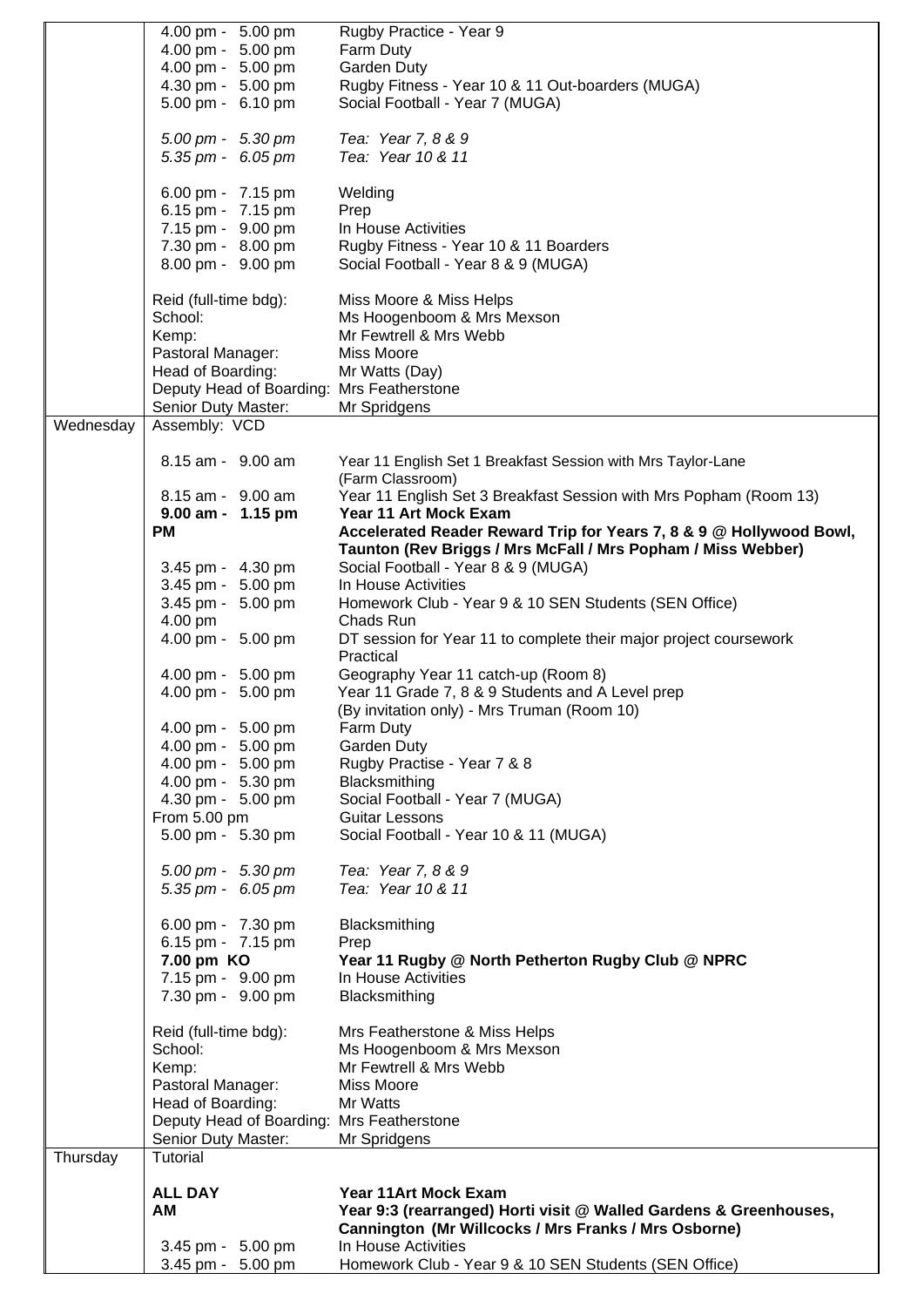| | | |
|---|---|---|
| | 4.00 pm - 5.00 pm | Rugby Practice - Year 9 |
| | 4.00 pm - 5.00 pm | Farm Duty |
| | 4.00 pm - 5.00 pm | Garden Duty |
| | 4.30 pm - 5.00 pm | Rugby Fitness - Year 10 & 11 Out-boarders (MUGA) |
| | 5.00 pm - 6.10 pm | Social Football - Year 7 (MUGA) |
| | | |
| | *5.00 pm - 5.30 pm* | *Tea: Year 7, 8 & 9* |
| | *5.35 pm - 6.05 pm* | *Tea: Year 10 & 11* |
| | | |
| | 6.00 pm - 7.15 pm | Welding |
| | 6.15 pm - 7.15 pm | Prep |
| | 7.15 pm - 9.00 pm | In House Activities |
| | 7.30 pm - 8.00 pm | Rugby Fitness - Year 10 & 11 Boarders |
| | 8.00 pm - 9.00 pm | Social Football - Year 8 & 9 (MUGA) |
| | | |
| | Reid (full-time bdg): | Miss Moore & Miss Helps |
| | School: | Ms Hoogenboom & Mrs Mexson |
| | Kemp: | Mr Fewtrell & Mrs Webb |
| | Pastoral Manager: | Miss Moore |
| | Head of Boarding: | Mr Watts (Day) |
| | Deputy Head of Boarding: | Mrs Featherstone |
| | Senior Duty Master: | Mr Spridgens |
| Wednesday | Assembly: VCD | |
| | | |
| | 8.15 am - 9.00 am | Year 11 English Set 1 Breakfast Session with Mrs Taylor-Lane (Farm Classroom) |
| | 8.15 am - 9.00 am | Year 11 English Set 3 Breakfast Session with Mrs Popham (Room 13) |
| | **9.00 am - 1.15 pm** | **Year 11 Art Mock Exam** |
| | **PM** | **Accelerated Reader Reward Trip for Years 7, 8 & 9 @ Hollywood Bowl, Taunton (Rev Briggs / Mrs McFall / Mrs Popham / Miss Webber)** |
| | 3.45 pm - 4.30 pm | Social Football - Year 8 & 9 (MUGA) |
| | 3.45 pm - 5.00 pm | In House Activities |
| | 3.45 pm - 5.00 pm | Homework Club - Year 9 & 10 SEN Students (SEN Office) |
| | 4.00 pm | Chads Run |
| | 4.00 pm - 5.00 pm | DT session for Year 11 to complete their major project coursework Practical |
| | 4.00 pm - 5.00 pm | Geography Year 11 catch-up (Room 8) |
| | 4.00 pm - 5.00 pm | Year 11 Grade 7, 8 & 9 Students and A Level prep (By invitation only) - Mrs Truman (Room 10) |
| | 4.00 pm - 5.00 pm | Farm Duty |
| | 4.00 pm - 5.00 pm | Garden Duty |
| | 4.00 pm - 5.00 pm | Rugby Practise - Year 7 & 8 |
| | 4.00 pm - 5.30 pm | Blacksmithing |
| | 4.30 pm - 5.00 pm | Social Football - Year 7 (MUGA) |
| | From 5.00 pm | Guitar Lessons |
| | 5.00 pm - 5.30 pm | Social Football - Year 10 & 11 (MUGA) |
| | | |
| | *5.00 pm - 5.30 pm* | *Tea: Year 7, 8 & 9* |
| | *5.35 pm - 6.05 pm* | *Tea: Year 10 & 11* |
| | | |
| | 6.00 pm - 7.30 pm | Blacksmithing |
| | 6.15 pm - 7.15 pm | Prep |
| | **7.00 pm KO** | **Year 11 Rugby @ North Petherton Rugby Club @ NPRC** |
| | 7.15 pm - 9.00 pm | In House Activities |
| | 7.30 pm - 9.00 pm | Blacksmithing |
| | | |
| | Reid (full-time bdg): | Mrs Featherstone & Miss Helps |
| | School: | Ms Hoogenboom & Mrs Mexson |
| | Kemp: | Mr Fewtrell & Mrs Webb |
| | Pastoral Manager: | Miss Moore |
| | Head of Boarding: | Mr Watts |
| | Deputy Head of Boarding: | Mrs Featherstone |
| | Senior Duty Master: | Mr Spridgens |
| Thursday | Tutorial | |
| | | |
| | **ALL DAY** | **Year 11Art Mock Exam** |
| | **AM** | **Year 9:3 (rearranged) Horti visit @ Walled Gardens & Greenhouses, Cannington (Mr Willcocks / Mrs Franks / Mrs Osborne)** |
| | 3.45 pm - 5.00 pm | In House Activities |
| | 3.45 pm - 5.00 pm | Homework Club - Year 9 & 10 SEN Students (SEN Office) |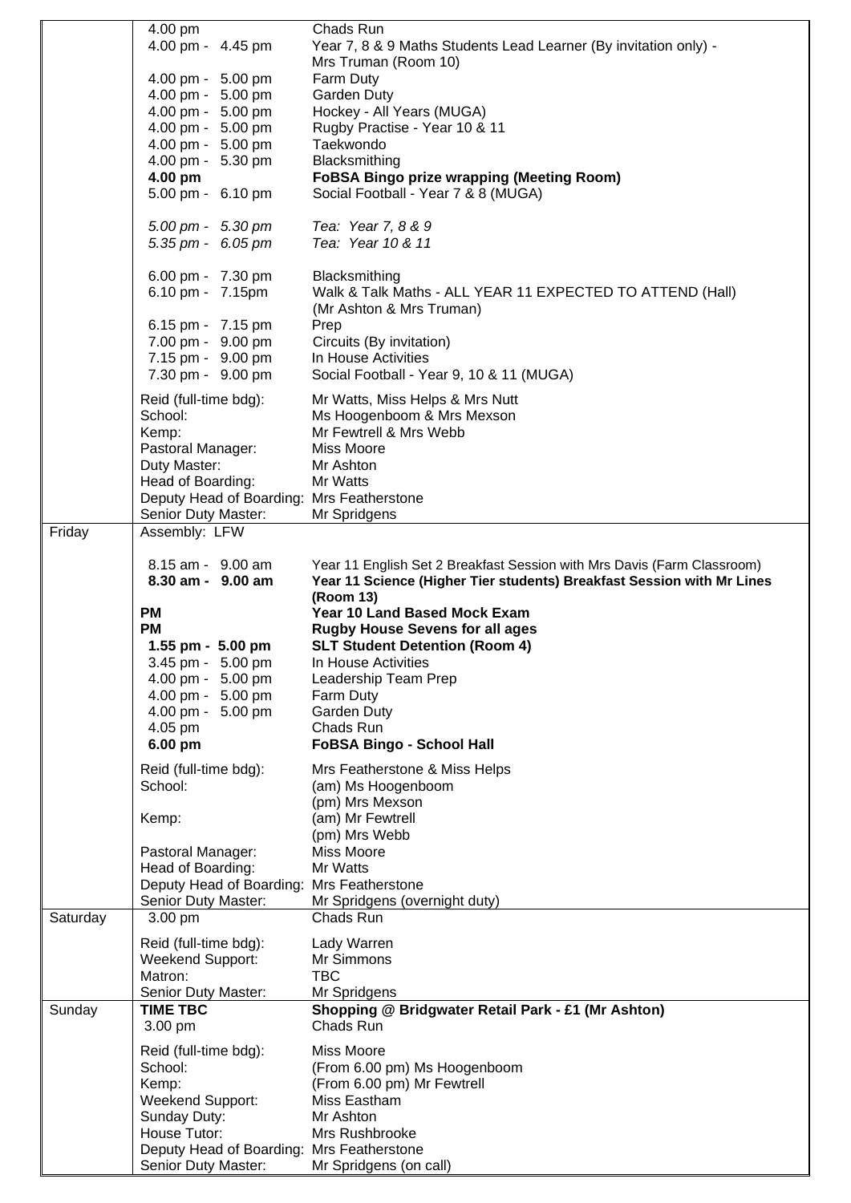| | | |
|---|---|---|
| | 4.00 pm | Chads Run |
| | 4.00 pm - 4.45 pm | Year 7, 8 & 9 Maths Students Lead Learner (By invitation only) - Mrs Truman (Room 10) |
| | 4.00 pm - 5.00 pm | Farm Duty |
| | 4.00 pm - 5.00 pm | Garden Duty |
| | 4.00 pm - 5.00 pm | Hockey - All Years (MUGA) |
| | 4.00 pm - 5.00 pm | Rugby Practise - Year 10 & 11 |
| | 4.00 pm - 5.00 pm | Taekwondo |
| | 4.00 pm - 5.30 pm | Blacksmithing |
| | **4.00 pm** | **FoBSA Bingo prize wrapping (Meeting Room)** |
| | 5.00 pm - 6.10 pm | Social Football - Year 7 & 8 (MUGA) |
| | *5.00 pm - 5.30 pm* | *Tea: Year 7, 8 & 9* |
| | *5.35 pm - 6.05 pm* | *Tea: Year 10 & 11* |
| | 6.00 pm - 7.30 pm | Blacksmithing |
| | 6.10 pm - 7.15pm | Walk & Talk Maths - ALL YEAR 11 EXPECTED TO ATTEND (Hall) (Mr Ashton & Mrs Truman) |
| | 6.15 pm - 7.15 pm | Prep |
| | 7.00 pm - 9.00 pm | Circuits (By invitation) |
| | 7.15 pm - 9.00 pm | In House Activities |
| | 7.30 pm - 9.00 pm | Social Football - Year 9, 10 & 11 (MUGA) |
| | Reid (full-time bdg): | Mr Watts, Miss Helps & Mrs Nutt |
| | School: | Ms Hoogenboom & Mrs Mexson |
| | Kemp: | Mr Fewtrell & Mrs Webb |
| | Pastoral Manager: | Miss Moore |
| | Duty Master: | Mr Ashton |
| | Head of Boarding: | Mr Watts |
| | Deputy Head of Boarding: | Mrs Featherstone |
| | Senior Duty Master: | Mr Spridgens |
| Friday | Assembly: LFW | |
| | 8.15 am - 9.00 am | Year 11 English Set 2 Breakfast Session with Mrs Davis (Farm Classroom) |
| | **8.30 am - 9.00 am** | **Year 11 Science (Higher Tier students) Breakfast Session with Mr Lines (Room 13)** |
| | **PM** | **Year 10 Land Based Mock Exam** |
| | **PM** | **Rugby House Sevens for all ages** |
| | **1.55 pm - 5.00 pm** | **SLT Student Detention (Room 4)** |
| | 3.45 pm - 5.00 pm | In House Activities |
| | 4.00 pm - 5.00 pm | Leadership Team Prep |
| | 4.00 pm - 5.00 pm | Farm Duty |
| | 4.00 pm - 5.00 pm | Garden Duty |
| | 4.05 pm | Chads Run |
| | **6.00 pm** | **FoBSA Bingo - School Hall** |
| | Reid (full-time bdg): | Mrs Featherstone & Miss Helps |
| | School: | (am) Ms Hoogenboom<br>(pm) Mrs Mexson |
| | Kemp: | (am) Mr Fewtrell<br>(pm) Mrs Webb |
| | Pastoral Manager: | Miss Moore |
| | Head of Boarding: | Mr Watts |
| | Deputy Head of Boarding: | Mrs Featherstone |
| | Senior Duty Master: | Mr Spridgens (overnight duty) |
| Saturday | 3.00 pm | Chads Run |
| | Reid (full-time bdg): | Lady Warren |
| | Weekend Support: | Mr Simmons |
| | Matron: | TBC |
| | Senior Duty Master: | Mr Spridgens |
| Sunday | **TIME TBC** | **Shopping @ Bridgwater Retail Park - £1 (Mr Ashton)** |
| | 3.00 pm | Chads Run |
| | Reid (full-time bdg): | Miss Moore |
| | School: | (From 6.00 pm) Ms Hoogenboom |
| | Kemp: | (From 6.00 pm) Mr Fewtrell |
| | Weekend Support: | Miss Eastham |
| | Sunday Duty: | Mr Ashton |
| | House Tutor: | Mrs Rushbrooke |
| | Deputy Head of Boarding: | Mrs Featherstone |
| | Senior Duty Master: | Mr Spridgens (on call) |